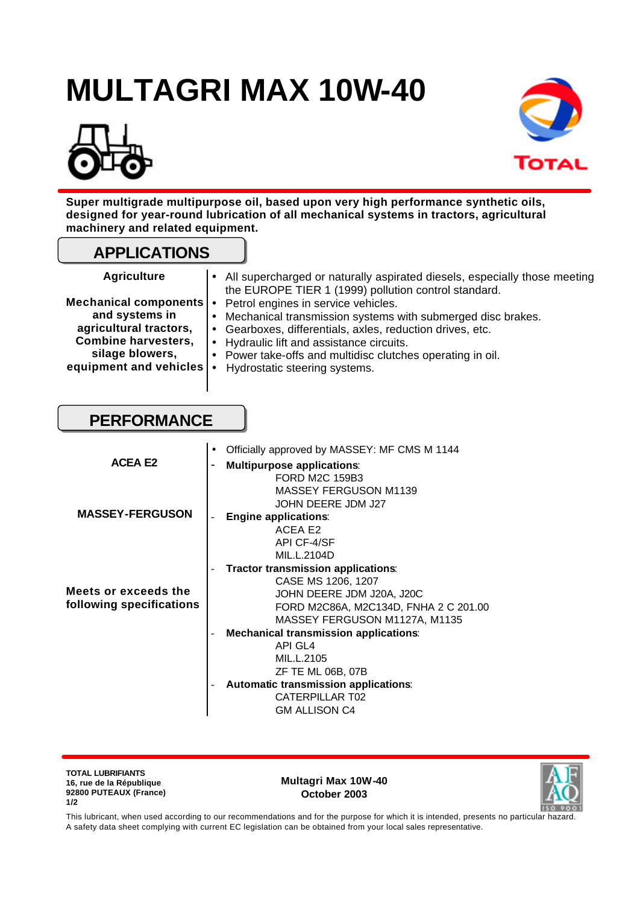# MULTAGRI MAX 10W-40

**Super multigrade multipurpose oil, based upon very high performance synthetic oils, designed for year-round lubrication of all mechanical systems in tractors, agricultural machinery and related equipment.**

## APPLICATIONS

**Agriculture**

**Mechanical components and systems in agricultural tractors, Combine harvesters, silage blowers, equipment and vehicles**

- All supercharged or naturally aspirated diesels, especially those meeting the EUROPE TIER 1 (1999) pollution control standard.
- Petrol engines in service vehicles.
- Mechanical transmission systems with submerged disc brakes.
- Gearboxes, differentials, axles, reduction drives, etc.
- Hydraulic lift and assistance circuits.
- Power take-offs and multidisc clutches operating in oil.
- Hydrostatic steering systems.

## PERFORMANCE

**ACEA E2**

**MASSEY-FERGUSON**

**Meets or exceeds the following specifications**

- Officially approved by MASSEY: MF CMS M 1144
- **Multipurpose applications**:
  - FORD M2C 159B3
  - MASSEY FERGUSON M1139
  - JOHN DEERE JDM J27
- **Engine applications**:
  - ACEA E2
  - API CF-4/SF
  - MIL.L.2104D
- **Tractor transmission applications**:
  - CASE MS 1206, 1207
  - JOHN DEERE JDM J20A, J20C
  - FORD M2C86A, M2C134D, FNHA 2 C 201.00
  - MASSEY FERGUSON M1127A, M1135
- **Mechanical transmission applications**:
  - API GL4
  - MIL.L.2105
  - ZF TE ML 06B, 07B
- **Automatic transmission applications**:
  - CATERPILLAR T02
  - GM ALLISON C4

**TOTAL LUBRIFIANTS**
**16, rue de la République**
**92800 PUTEAUX (France)**

**Multagri Max 10W-40**
**October 2003**

This lubricant, when used according to our recommendations and for the purpose for which it is intended, presents no particular hazard.
A safety data sheet complying with current EC legislation can be obtained from your local sales representative.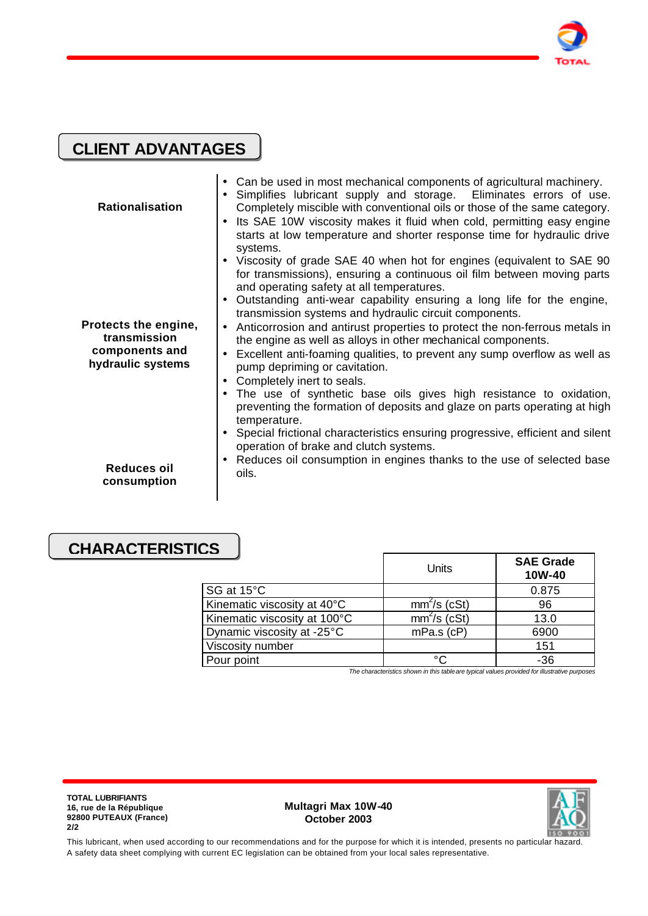## CLIENT ADVANTAGES

**Rationalisation**

- Can be used in most mechanical components of agricultural machinery.
- Simplifies lubricant supply and storage. Eliminates errors of use. Completely miscible with conventional oils or those of the same category.
- Its SAE 10W viscosity makes it fluid when cold, permitting easy engine starts at low temperature and shorter response time for hydraulic drive systems.
- Viscosity of grade SAE 40 when hot for engines (equivalent to SAE 90 for transmissions), ensuring a continuous oil film between moving parts and operating safety at all temperatures.

**Protects the engine, transmission components and hydraulic systems**

- Outstanding anti-wear capability ensuring a long life for the engine, transmission systems and hydraulic circuit components.
- Anticorrosion and antirust properties to protect the non-ferrous metals in the engine as well as alloys in other mechanical components.
- Excellent anti-foaming qualities, to prevent any sump overflow as well as pump depriming or cavitation.
- Completely inert to seals.
- The use of synthetic base oils gives high resistance to oxidation, preventing the formation of deposits and glaze on parts operating at high temperature.
- Special frictional characteristics ensuring progressive, efficient and silent operation of brake and clutch systems.

**Reduces oil consumption**

- Reduces oil consumption in engines thanks to the use of selected base oils.

## CHARACTERISTICS

| | Units | SAE Grade 10W-40 |
|---|---|---|
| SG at 15°C | | 0.875 |
| Kinematic viscosity at 40°C | $mm^2/s$ (cSt) | 96 |
| Kinematic viscosity at 100°C | $mm^2/s$ (cSt) | 13.0 |
| Dynamic viscosity at -25°C | mPa.s (cP) | 6900 |
| Viscosity number | | 151 |
| Pour point | °C | -36 |

*The characteristics shown in this table are typical values provided for illustrative purposes*

**TOTAL LUBRIFIANTS**
**16, rue de la République**
**92800 PUTEAUX (France)**

**Multagri Max 10W-40**
**October 2003**

This lubricant, when used according to our recommendations and for the purpose for which it is intended, presents no particular hazard.
A safety data sheet complying with current EC legislation can be obtained from your local sales representative.